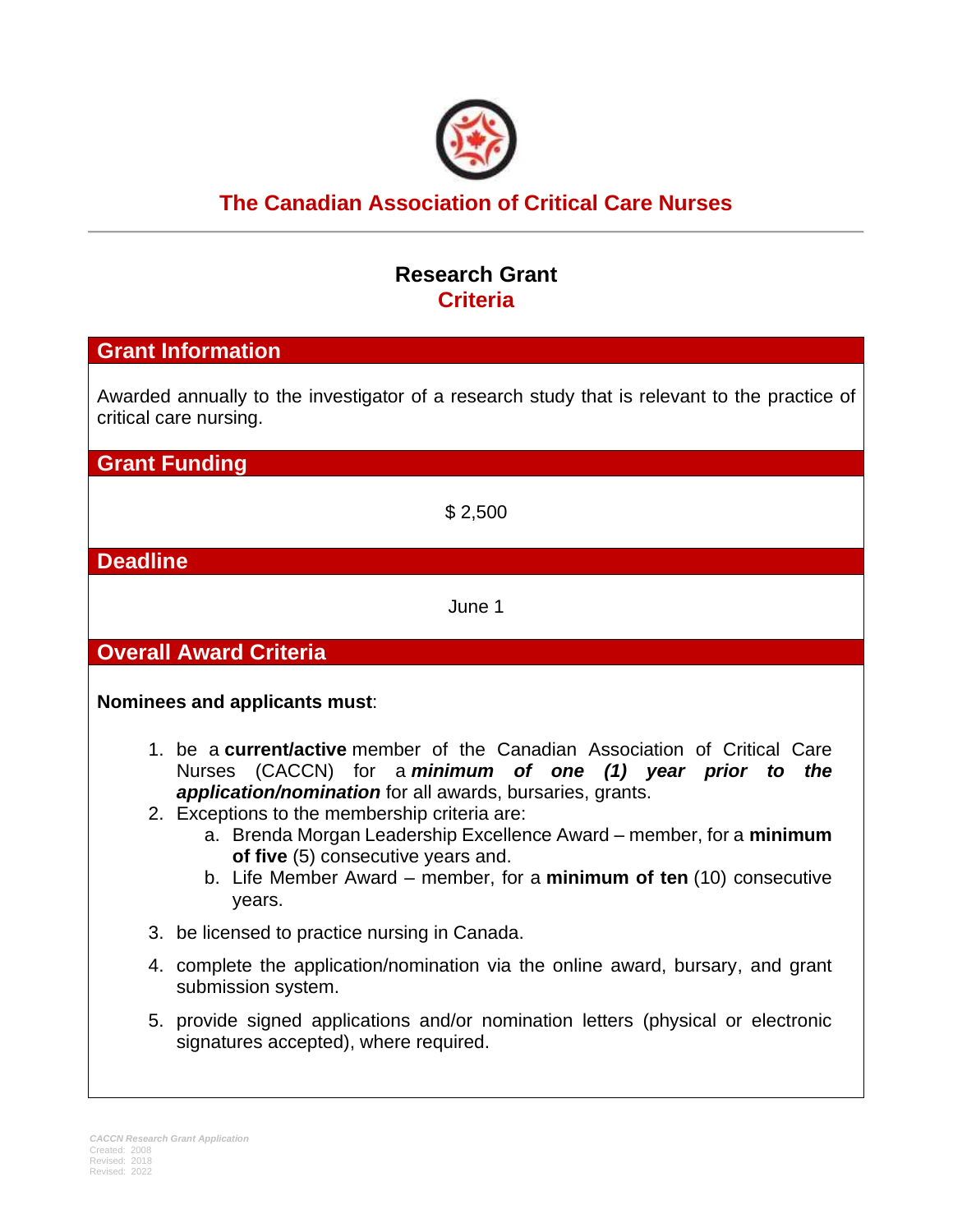# The Canadian Association of Critical Care Nurses

## Research Grant
## Criteria

### Grant Information

Awarded annually to the investigator of a research study that is relevant to the practice of critical care nursing.

### Grant Funding

$ 2,500

### Deadline

June 1

### Overall Award Criteria

**Nominees and applicants must**:

1. be a **current/active** member of the Canadian Association of Critical Care Nurses (CACCN) for a ***minimum of one (1) year prior to the application/nomination*** for all awards, bursaries, grants.
2. Exceptions to the membership criteria are:
   a. Brenda Morgan Leadership Excellence Award – member, for a **minimum of five** (5) consecutive years and.
   b. Life Member Award – member, for a **minimum of ten** (10) consecutive years.
3. be licensed to practice nursing in Canada.
4. complete the application/nomination via the online award, bursary, and grant submission system.
5. provide signed applications and/or nomination letters (physical or electronic signatures accepted), where required.

*CACCN Research Grant Application*
Created: 2008
Revised: 2018
Revised: 2022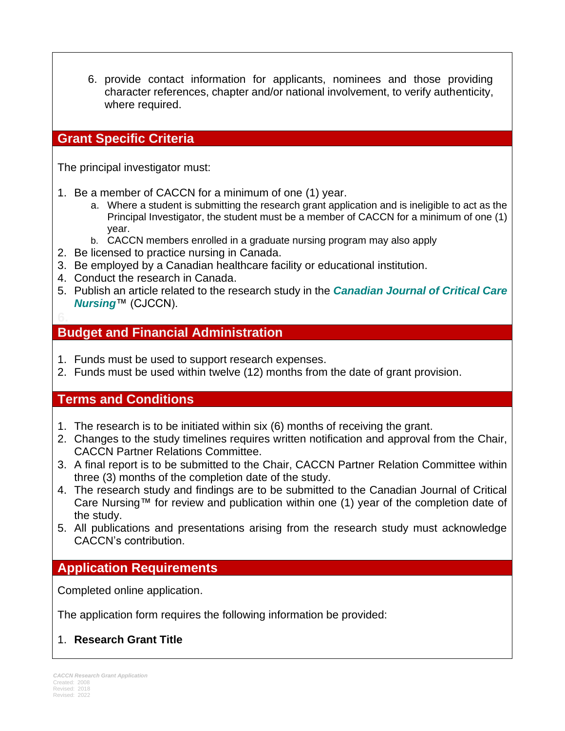6. provide contact information for applicants, nominees and those providing character references, chapter and/or national involvement, to verify authenticity, where required.

## Grant Specific Criteria

The principal investigator must:

1. Be a member of CACCN for a minimum of one (1) year.
   a. Where a student is submitting the research grant application and is ineligible to act as the Principal Investigator, the student must be a member of CACCN for a minimum of one (1) year.
   b. CACCN members enrolled in a graduate nursing program may also apply
2. Be licensed to practice nursing in Canada.
3. Be employed by a Canadian healthcare facility or educational institution.
4. Conduct the research in Canada.
5. Publish an article related to the research study in the ***Canadian Journal of Critical Care Nursing***™ (CJCCN).

## Budget and Financial Administration

1. Funds must be used to support research expenses.
2. Funds must be used within twelve (12) months from the date of grant provision.

## Terms and Conditions

1. The research is to be initiated within six (6) months of receiving the grant.
2. Changes to the study timelines requires written notification and approval from the Chair, CACCN Partner Relations Committee.
3. A final report is to be submitted to the Chair, CACCN Partner Relation Committee within three (3) months of the completion date of the study.
4. The research study and findings are to be submitted to the Canadian Journal of Critical Care Nursing™ for review and publication within one (1) year of the completion date of the study.
5. All publications and presentations arising from the research study must acknowledge CACCN's contribution.

## Application Requirements

Completed online application.

The application form requires the following information be provided:

1. **Research Grant Title**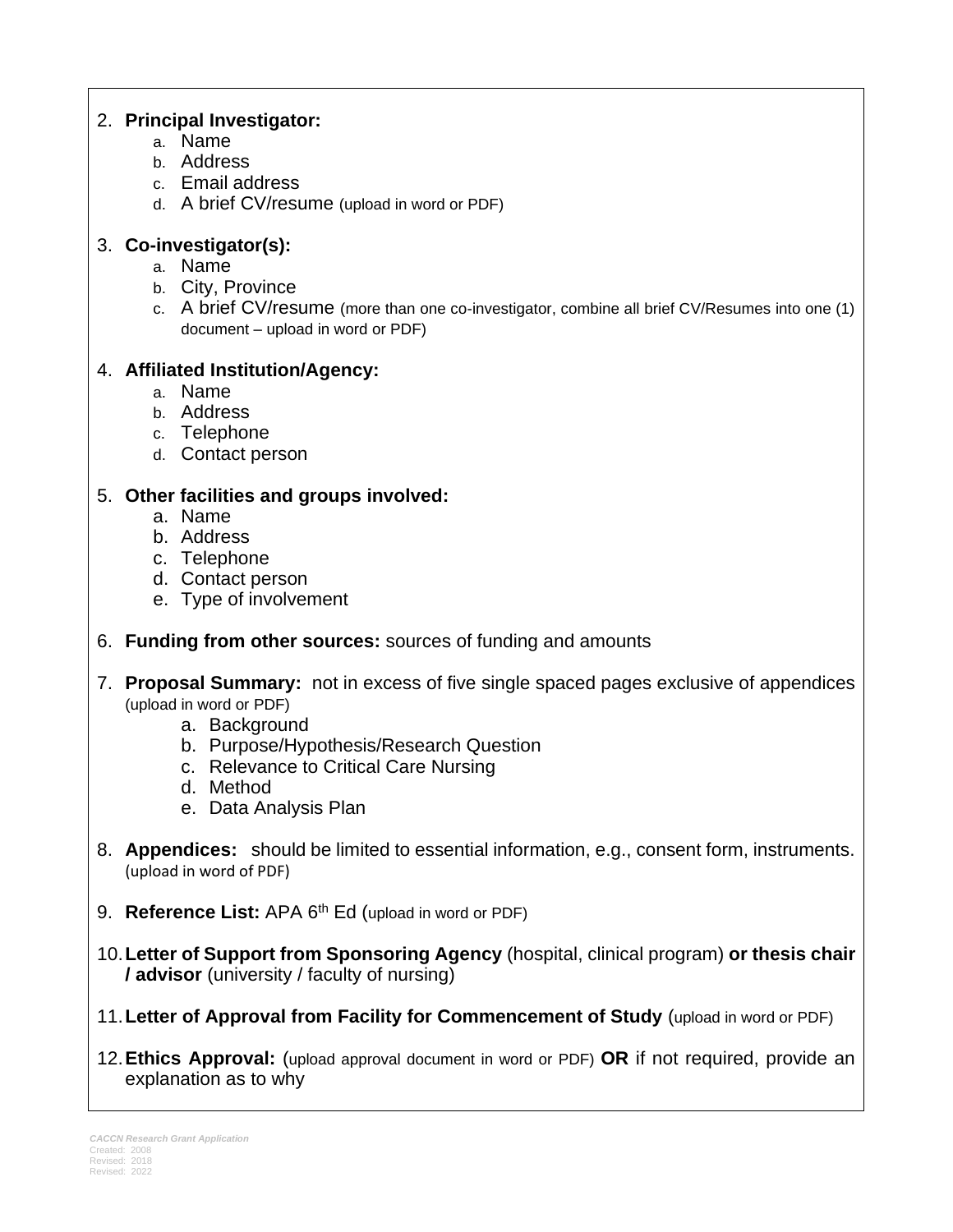2. **Principal Investigator:**
    a. Name
    b. Address
    c. Email address
    d. A brief CV/resume (upload in word or PDF)

3. **Co-investigator(s):**
    a. Name
    b. City, Province
    c. A brief CV/resume (more than one co-investigator, combine all brief CV/Resumes into one (1) document – upload in word or PDF)

4. **Affiliated Institution/Agency:**
    a. Name
    b. Address
    c. Telephone
    d. Contact person

5. **Other facilities and groups involved:**
    a. Name
    b. Address
    c. Telephone
    d. Contact person
    e. Type of involvement

6. **Funding from other sources:** sources of funding and amounts

7. **Proposal Summary:** not in excess of five single spaced pages exclusive of appendices (upload in word or PDF)
    a. Background
    b. Purpose/Hypothesis/Research Question
    c. Relevance to Critical Care Nursing
    d. Method
    e. Data Analysis Plan

8. **Appendices:** should be limited to essential information, e.g., consent form, instruments. (upload in word of PDF)

9. **Reference List:** APA 6th Ed (upload in word or PDF)

10. **Letter of Support from Sponsoring Agency** (hospital, clinical program) **or thesis chair / advisor** (university / faculty of nursing)

11. **Letter of Approval from Facility for Commencement of Study** (upload in word or PDF)

12. **Ethics Approval:** (upload approval document in word or PDF) **OR** if not required, provide an explanation as to why

*CACCN Research Grant Application*
Created: 2008
Revised: 2018
Revised: 2022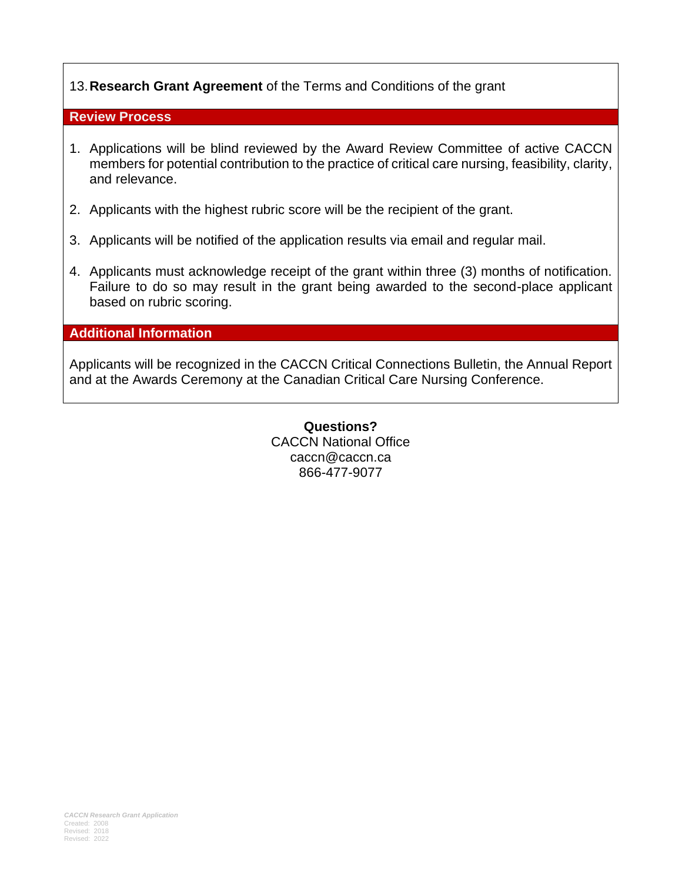13. **Research Grant Agreement** of the Terms and Conditions of the grant

## Review Process

1. Applications will be blind reviewed by the Award Review Committee of active CACCN members for potential contribution to the practice of critical care nursing, feasibility, clarity, and relevance.

2. Applicants with the highest rubric score will be the recipient of the grant.

3. Applicants will be notified of the application results via email and regular mail.

4. Applicants must acknowledge receipt of the grant within three (3) months of notification. Failure to do so may result in the grant being awarded to the second-place applicant based on rubric scoring.

## Additional Information

Applicants will be recognized in the CACCN Critical Connections Bulletin, the Annual Report and at the Awards Ceremony at the Canadian Critical Care Nursing Conference.

**Questions?**
CACCN National Office
caccn@caccn.ca
866-477-9077

*CACCN Research Grant Application*
Created: 2008
Revised: 2018
Revised: 2022